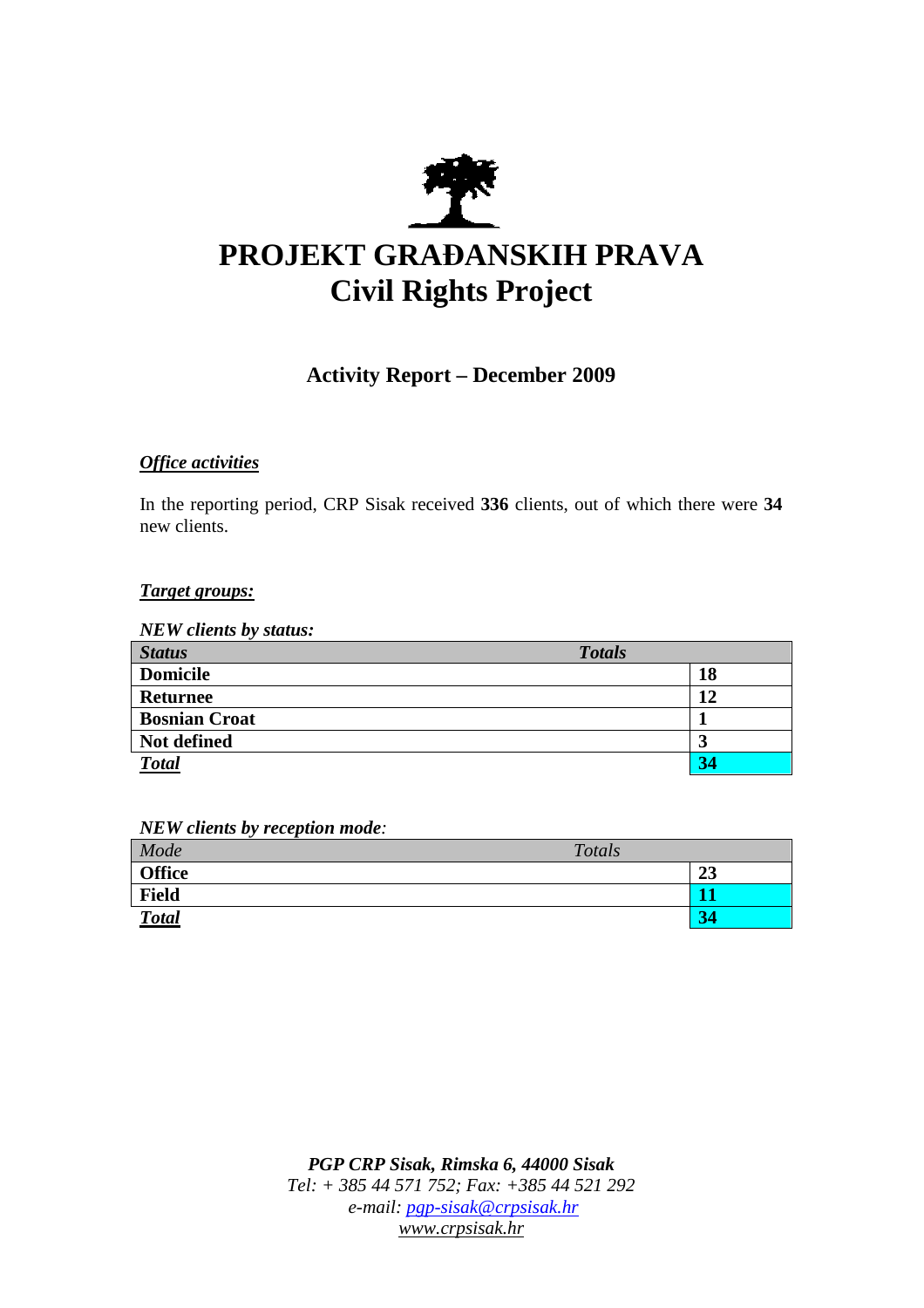# PROJEKT GRAĐANSKIH PRAVA
# Civil Rights Project

## Activity Report – December 2009

***Office activities***

In the reporting period, CRP Sisak received **336** clients, out of which there were **34** new clients.

***Target groups:***

***NEW clients by status:***

| *Status* | *Totals* |
|---|---|
| **Domicile** | **18** |
| **Returnee** | **12** |
| **Bosnian Croat** | **1** |
| **Not defined** | **3** |
| ***Total*** | **34** |

***NEW clients by reception mode****:*

| *Mode* | *Totals* |
|---|---|
| **Office** | **23** |
| **Field** | **11** |
| ***Total*** | **34** |

***PGP CRP Sisak, Rimska 6, 44000 Sisak***
*Tel: + 385 44 571 752; Fax: +385 44 521 292*
*e-mail: pgp-sisak@crpsisak.hr*
*www.crpsisak.hr*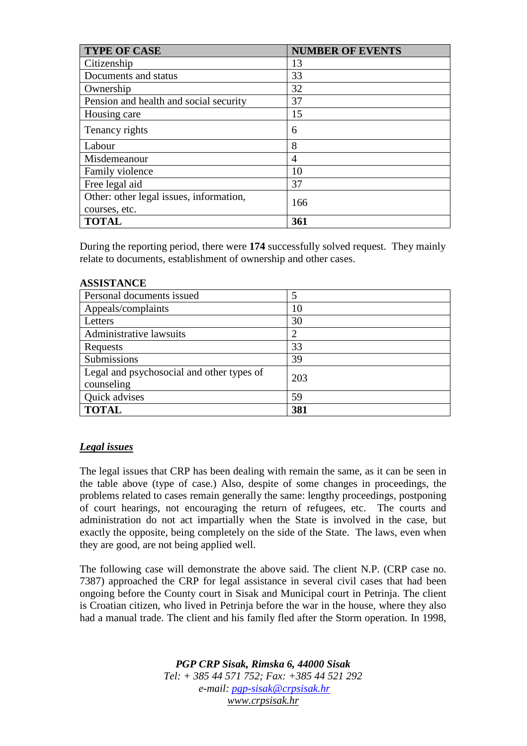| TYPE OF CASE | NUMBER OF EVENTS |
| --- | --- |
| Citizenship | 13 |
| Documents and status | 33 |
| Ownership | 32 |
| Pension and health and social security | 37 |
| Housing care | 15 |
| Tenancy rights | 6 |
| Labour | 8 |
| Misdemeanour | 4 |
| Family violence | 10 |
| Free legal aid | 37 |
| Other: other legal issues, information, courses, etc. | 166 |
| **TOTAL** | **361** |

During the reporting period, there were **174** successfully solved request. They mainly relate to documents, establishment of ownership and other cases.

**ASSISTANCE**

| | |
| --- | --- |
| Personal documents issued | 5 |
| Appeals/complaints | 10 |
| Letters | 30 |
| Administrative lawsuits | 2 |
| Requests | 33 |
| Submissions | 39 |
| Legal and psychosocial and other types of counseling | 203 |
| Quick advises | 59 |
| **TOTAL** | **381** |

***Legal issues***

The legal issues that CRP has been dealing with remain the same, as it can be seen in the table above (type of case.) Also, despite of some changes in proceedings, the problems related to cases remain generally the same: lengthy proceedings, postponing of court hearings, not encouraging the return of refugees, etc. The courts and administration do not act impartially when the State is involved in the case, but exactly the opposite, being completely on the side of the State. The laws, even when they are good, are not being applied well.

The following case will demonstrate the above said. The client N.P. (CRP case no. 7387) approached the CRP for legal assistance in several civil cases that had been ongoing before the County court in Sisak and Municipal court in Petrinja. The client is Croatian citizen, who lived in Petrinja before the war in the house, where they also had a manual trade. The client and his family fled after the Storm operation. In 1998,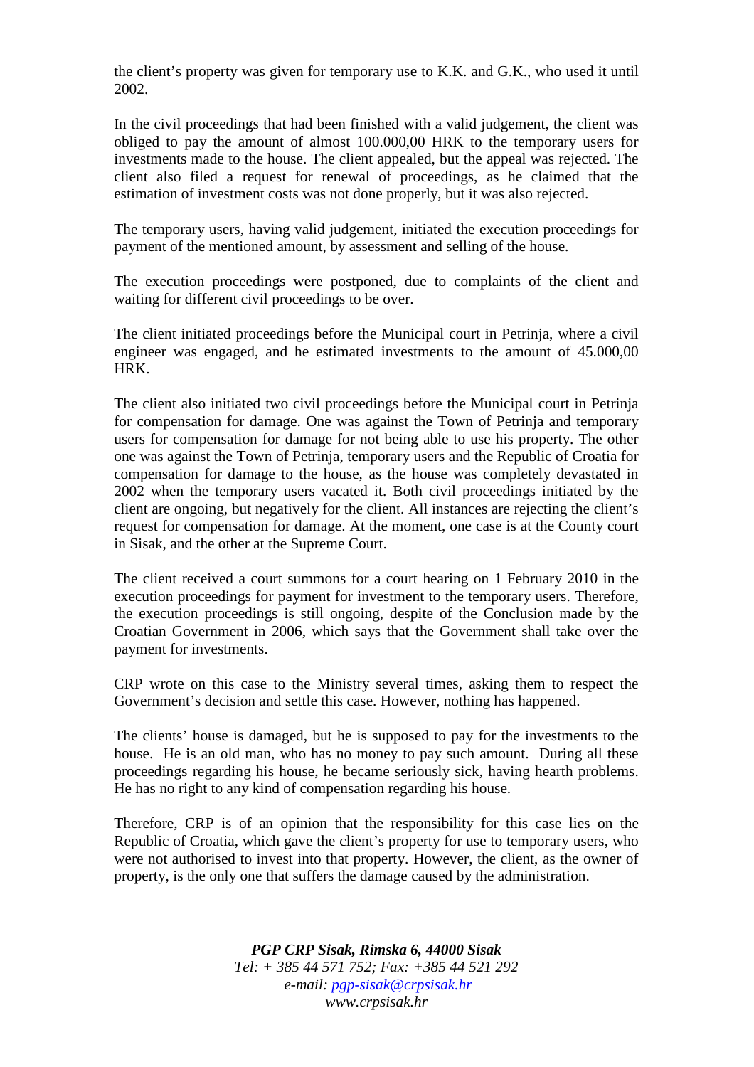the client's property was given for temporary use to K.K. and G.K., who used it until 2002.

In the civil proceedings that had been finished with a valid judgement, the client was obliged to pay the amount of almost 100.000,00 HRK to the temporary users for investments made to the house. The client appealed, but the appeal was rejected. The client also filed a request for renewal of proceedings, as he claimed that the estimation of investment costs was not done properly, but it was also rejected.

The temporary users, having valid judgement, initiated the execution proceedings for payment of the mentioned amount, by assessment and selling of the house.

The execution proceedings were postponed, due to complaints of the client and waiting for different civil proceedings to be over.

The client initiated proceedings before the Municipal court in Petrinja, where a civil engineer was engaged, and he estimated investments to the amount of 45.000,00 HRK.

The client also initiated two civil proceedings before the Municipal court in Petrinja for compensation for damage. One was against the Town of Petrinja and temporary users for compensation for damage for not being able to use his property. The other one was against the Town of Petrinja, temporary users and the Republic of Croatia for compensation for damage to the house, as the house was completely devastated in 2002 when the temporary users vacated it. Both civil proceedings initiated by the client are ongoing, but negatively for the client. All instances are rejecting the client's request for compensation for damage. At the moment, one case is at the County court in Sisak, and the other at the Supreme Court.

The client received a court summons for a court hearing on 1 February 2010 in the execution proceedings for payment for investment to the temporary users. Therefore, the execution proceedings is still ongoing, despite of the Conclusion made by the Croatian Government in 2006, which says that the Government shall take over the payment for investments.

CRP wrote on this case to the Ministry several times, asking them to respect the Government's decision and settle this case. However, nothing has happened.

The clients' house is damaged, but he is supposed to pay for the investments to the house. He is an old man, who has no money to pay such amount. During all these proceedings regarding his house, he became seriously sick, having hearth problems. He has no right to any kind of compensation regarding his house.

Therefore, CRP is of an opinion that the responsibility for this case lies on the Republic of Croatia, which gave the client's property for use to temporary users, who were not authorised to invest into that property. However, the client, as the owner of property, is the only one that suffers the damage caused by the administration.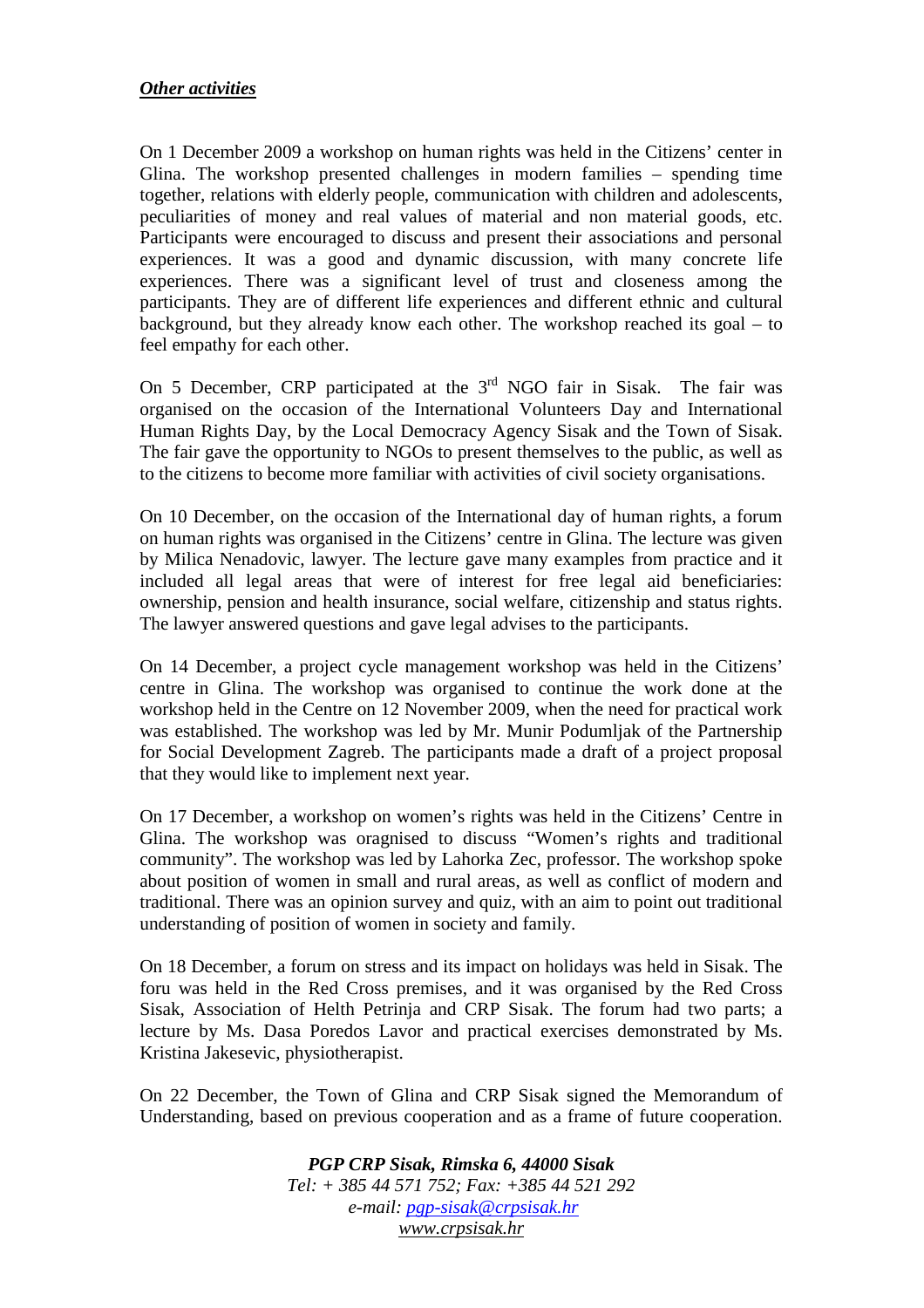***Other activities***

On 1 December 2009 a workshop on human rights was held in the Citizens' center in Glina. The workshop presented challenges in modern families – spending time together, relations with elderly people, communication with children and adolescents, peculiarities of money and real values of material and non material goods, etc. Participants were encouraged to discuss and present their associations and personal experiences. It was a good and dynamic discussion, with many concrete life experiences. There was a significant level of trust and closeness among the participants. They are of different life experiences and different ethnic and cultural background, but they already know each other. The workshop reached its goal – to feel empathy for each other.

On 5 December, CRP participated at the 3rd NGO fair in Sisak. The fair was organised on the occasion of the International Volunteers Day and International Human Rights Day, by the Local Democracy Agency Sisak and the Town of Sisak. The fair gave the opportunity to NGOs to present themselves to the public, as well as to the citizens to become more familiar with activities of civil society organisations.

On 10 December, on the occasion of the International day of human rights, a forum on human rights was organised in the Citizens' centre in Glina. The lecture was given by Milica Nenadovic, lawyer. The lecture gave many examples from practice and it included all legal areas that were of interest for free legal aid beneficiaries: ownership, pension and health insurance, social welfare, citizenship and status rights. The lawyer answered questions and gave legal advises to the participants.

On 14 December, a project cycle management workshop was held in the Citizens' centre in Glina. The workshop was organised to continue the work done at the workshop held in the Centre on 12 November 2009, when the need for practical work was established. The workshop was led by Mr. Munir Podumljak of the Partnership for Social Development Zagreb. The participants made a draft of a project proposal that they would like to implement next year.

On 17 December, a workshop on women's rights was held in the Citizens' Centre in Glina. The workshop was oragnised to discuss "Women's rights and traditional community". The workshop was led by Lahorka Zec, professor. The workshop spoke about position of women in small and rural areas, as well as conflict of modern and traditional. There was an opinion survey and quiz, with an aim to point out traditional understanding of position of women in society and family.

On 18 December, a forum on stress and its impact on holidays was held in Sisak. The foru was held in the Red Cross premises, and it was organised by the Red Cross Sisak, Association of Helth Petrinja and CRP Sisak. The forum had two parts; a lecture by Ms. Dasa Poredos Lavor and practical exercises demonstrated by Ms. Kristina Jakesevic, physiotherapist.

On 22 December, the Town of Glina and CRP Sisak signed the Memorandum of Understanding, based on previous cooperation and as a frame of future cooperation.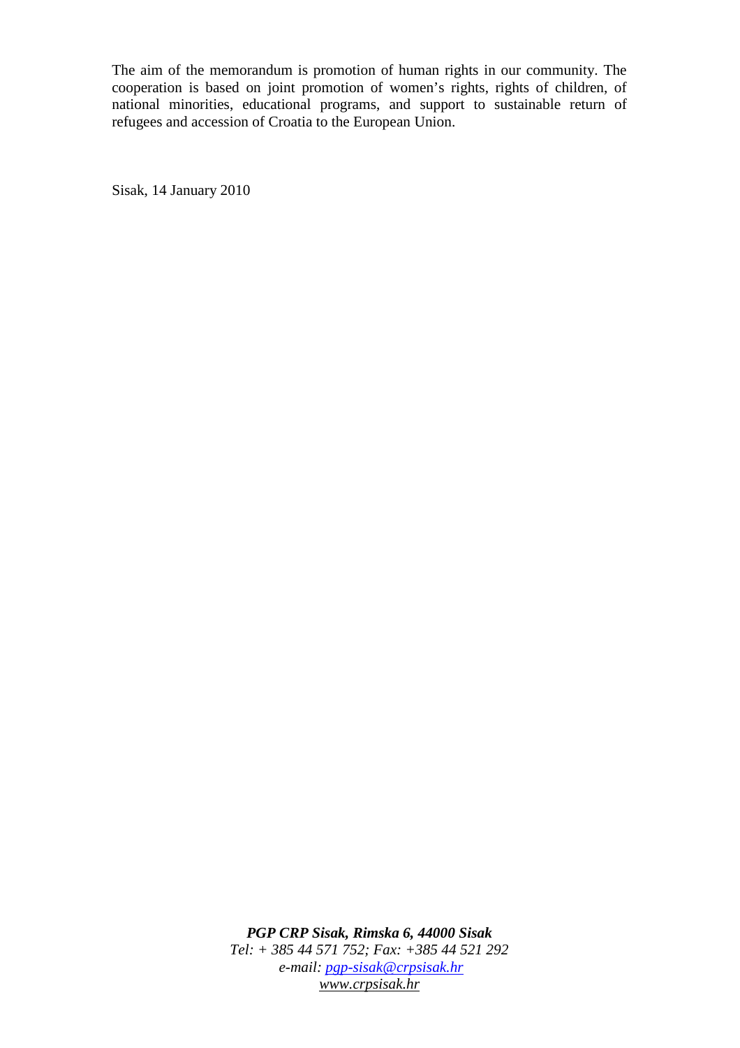The aim of the memorandum is promotion of human rights in our community. The cooperation is based on joint promotion of women's rights, rights of children, of national minorities, educational programs, and support to sustainable return of refugees and accession of Croatia to the European Union.

Sisak, 14 January 2010

***PGP CRP Sisak, Rimska 6, 44000 Sisak***
*Tel: + 385 44 571 752; Fax: +385 44 521 292*
*e-mail: pgp-sisak@crpsisak.hr*
*www.crpsisak.hr*